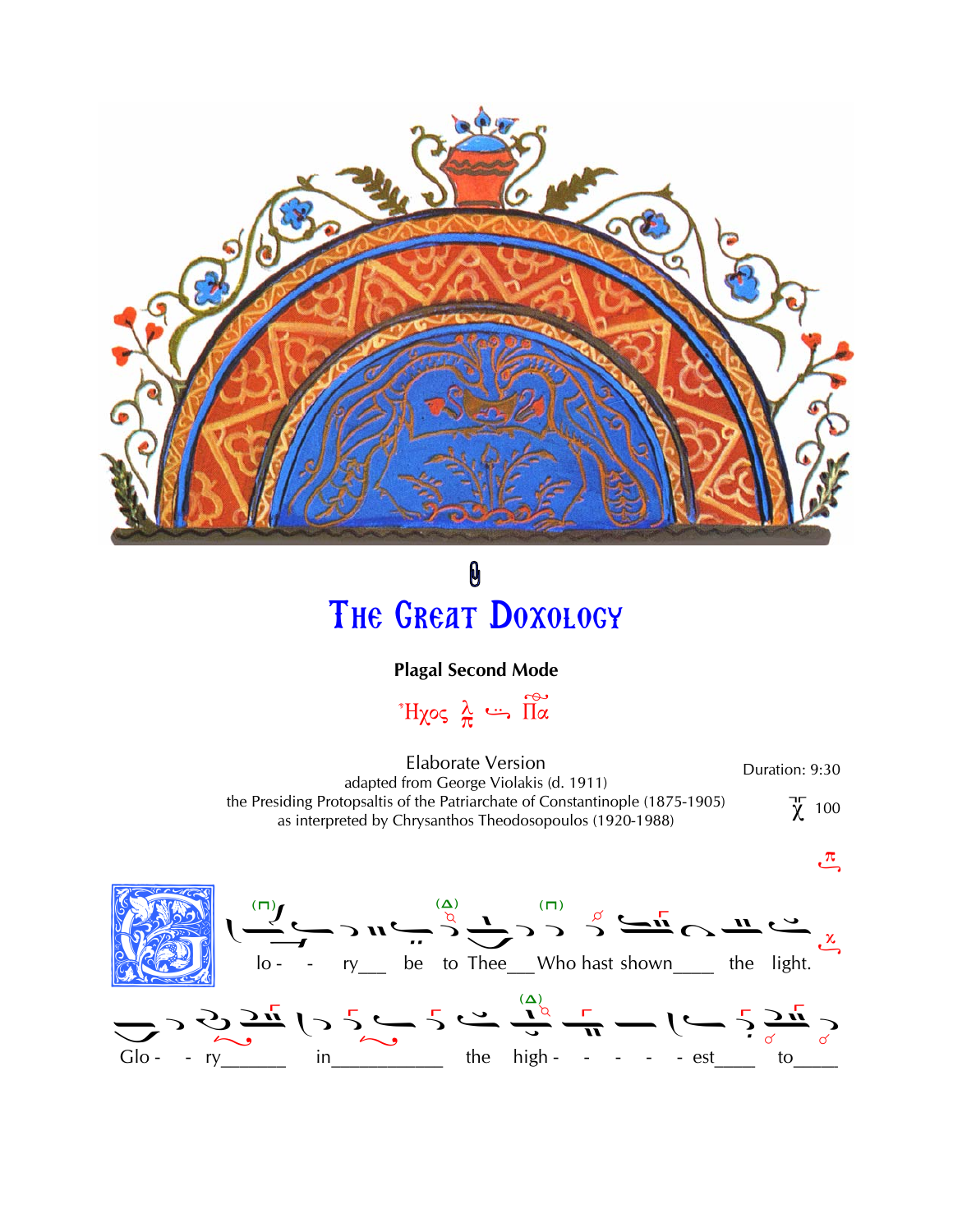# The Great Doxology

**Plagal Second Mode**

Ἦχος λ/π Πα

Elaborate Version

adapted from George Violakis (d. 1911)

the Presiding Protopsaltis of the Patriarchate of Constantinople (1875-1905)

as interpreted by Chrysanthos Theodosopoulos (1920-1988)

Duration: 9:30

χ 100

lo - - ry___ be to Thee___ Who hast shown____ the light.

Glo - - ry______ in___________ the high - - - - - est____ to____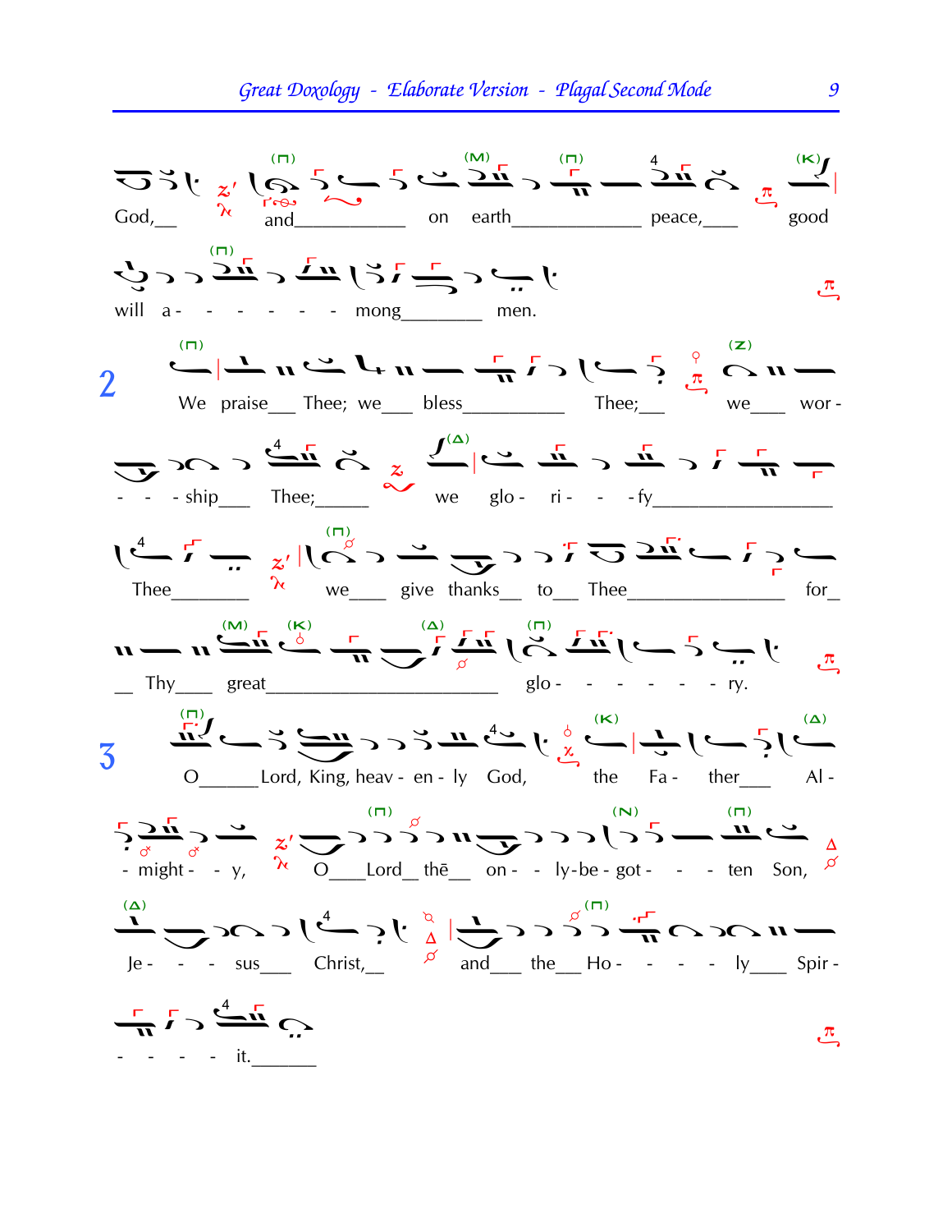God,__ and___________ on earth_____________ peace,____ good

will a- - - - - - - mong________ men.

2 We praise___ Thee; we___ bless__________ Thee;___ we___ wor-

- - - ship___ Thee;_____ we glo- ri- - - fy_________________

Thee________ we___ give thanks__ to___ Thee_______________ for_

__ Thy____ great______________________ glo- - - - - - - ry.

3 O______Lord, King, heav- en- ly God, the Fa- ther___ Al-

- might- - y, O____Lord__ thē__ on- - ly-be- got- - - ten Son,

Je- - - sus___ Christ,__ and___ the___ Ho- - - - ly____ Spir-

- - - - it._______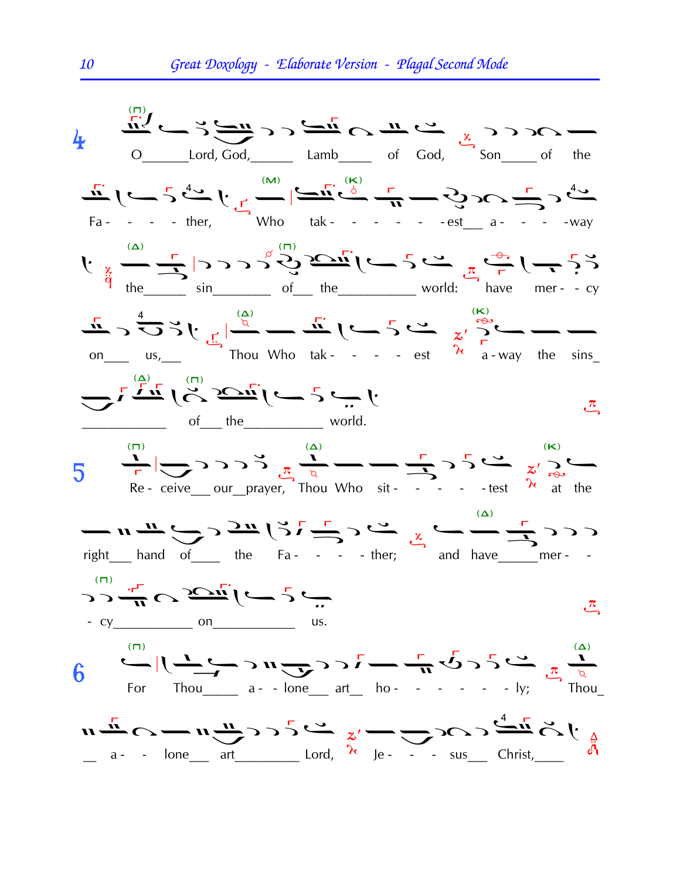**4**

O Lord, God, Lamb of God, Son of the Fa - - - - ther, Who tak - - - - - - est a - - - -way the sin of the world: have mer - - cy on us, Thou Who tak - - - - est a - way the sins of the world.

**5**

Re - ceive our prayer, Thou Who sit - - - - - test at the right hand of the Fa - - - - ther; and have mer - - - cy on us.

**6**

For Thou a - - lone art ho - - - - - - ly; Thou a - - lone art Lord, Je - - - sus Christ,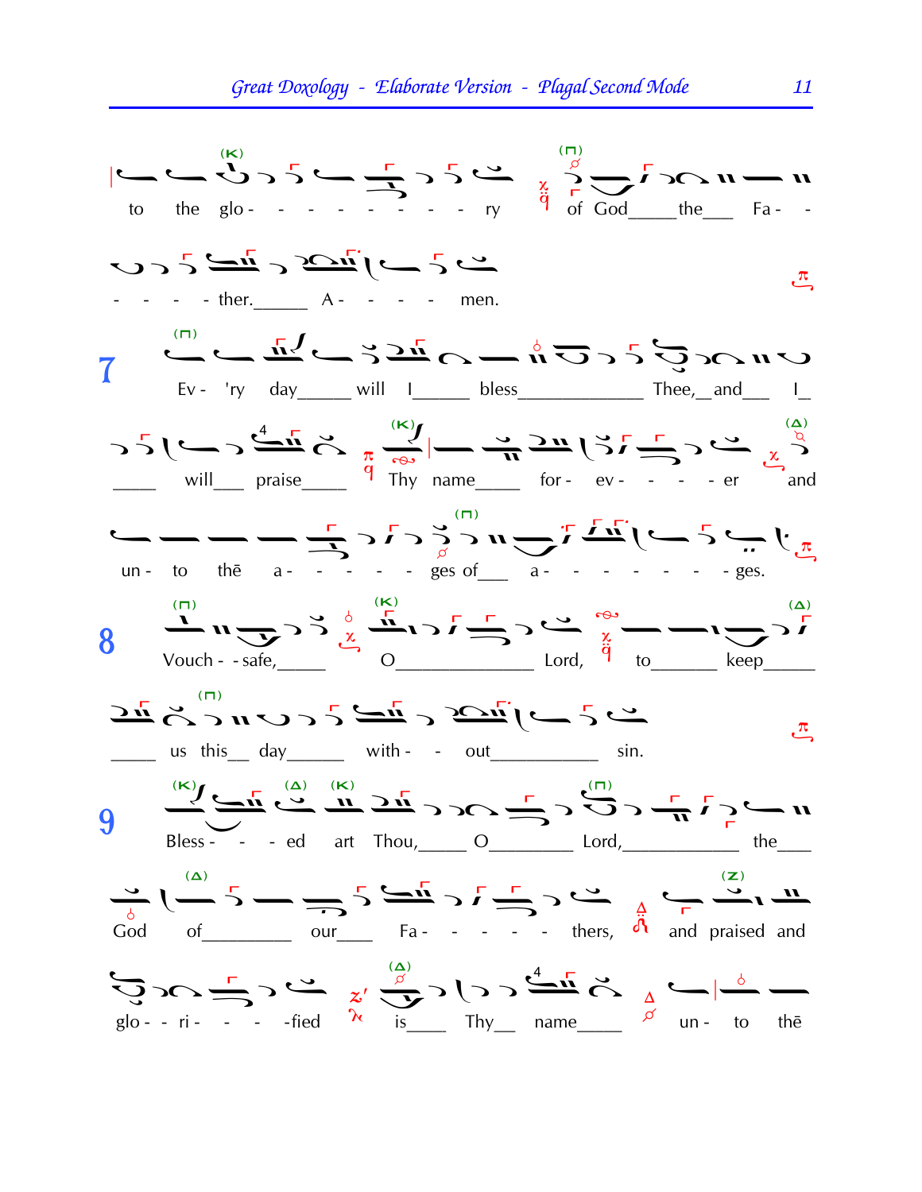to the glo - - - - - - - - - ry of God_____the___ Fa - -

- - - - ther._____ A - - - - men.

**7** Ev - 'ry day_____ will I_____ bless____________ Thee,_and___ I_

_____ will___ praise_____ Thy name_____ for - ev - - - - er and

un - to thē a - - - - - - ges of___ a - - - - - - - ges.

**8** Vouch - - safe,_____ O______________ Lord, to______ keep_____

_____ us this__ day______ with - - out___________ sin.

**9** Bless - - - ed art Thou,_____ O_________ Lord,____________ the___

God of_________ our____ Fa - - - - - thers, and praised and

glo - - ri - - - -fied is____ Thy__ name_____ un - to thē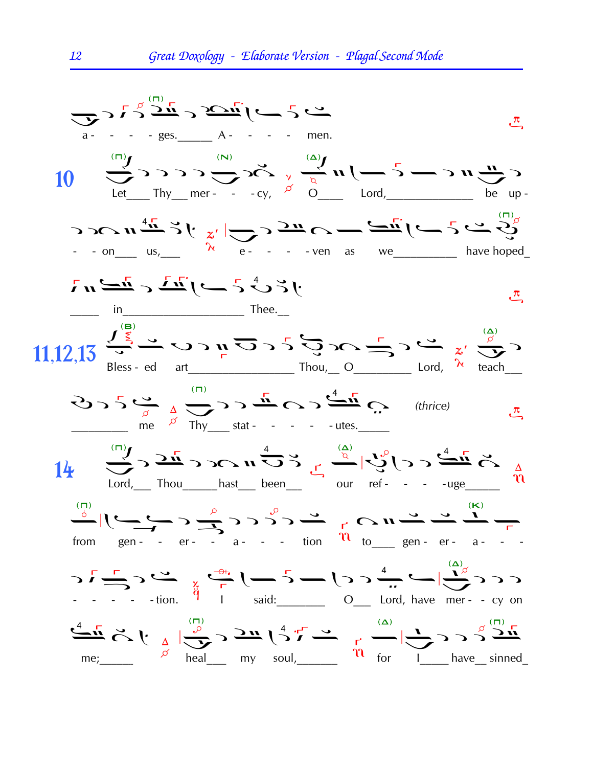a - - - - ges.\_\_\_\_\_ A - - - - men.

**10** Let\_\_\_\_ Thy\_\_\_ mer - - - cy, O\_\_\_\_ Lord,\_\_\_\_\_\_\_\_\_\_\_\_\_\_ be up -

- - on\_\_\_\_ us,\_\_\_\_ e - - - - ven as we\_\_\_\_\_\_\_\_\_\_ have hoped\_

\_\_\_\_\_ in\_\_\_\_\_\_\_\_\_\_\_\_\_\_\_\_\_\_\_ Thee.\_\_

**11,12,13** Bless - ed art\_\_\_\_\_\_\_\_\_\_\_\_\_\_\_\_\_ Thou,\_\_ O\_\_\_\_\_\_\_\_\_\_ Lord, teach\_\_\_

\_\_\_\_\_\_\_\_\_\_ me Thy\_\_\_\_ stat - - - - - utes.\_\_\_\_\_ *(thrice)*

**14** Lord,\_\_\_ Thou\_\_\_\_\_\_hast\_\_\_ been\_\_\_ our ref - - - -uge\_\_\_\_\_\_

from gen - - er - - a - - - tion to\_\_\_\_ gen - er - a - - -

- - - - - tion. I said:\_\_\_\_\_\_\_\_ O\_\_\_ Lord, have mer - - cy on

me;\_\_\_\_\_\_ heal\_\_\_\_ my soul,\_\_\_\_\_\_\_ for I\_\_\_\_\_ have\_\_ sinned\_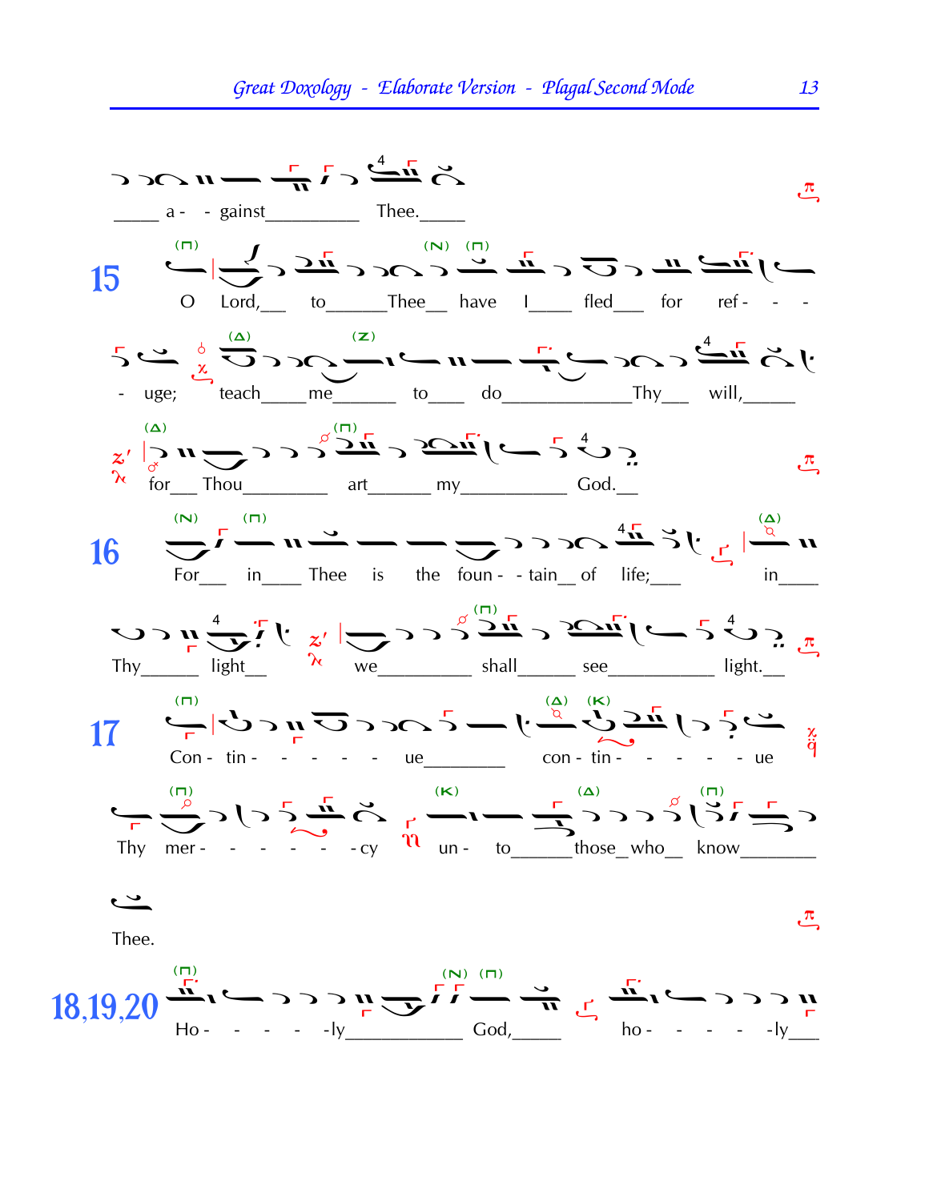a - - gainst Thee.

15 O Lord, to Thee have I fled for ref - - - - uge; teach me to do Thy will, for Thou art my God.

16 For in Thee is the foun - - tain of life; in Thy light we shall see light.

17 Con - tin - - - - - ue con - tin - - - - - ue Thy mer - - - - - - cy un - to those who know Thee.

18,19,20 Ho - - - - -ly God, ho - - - - -ly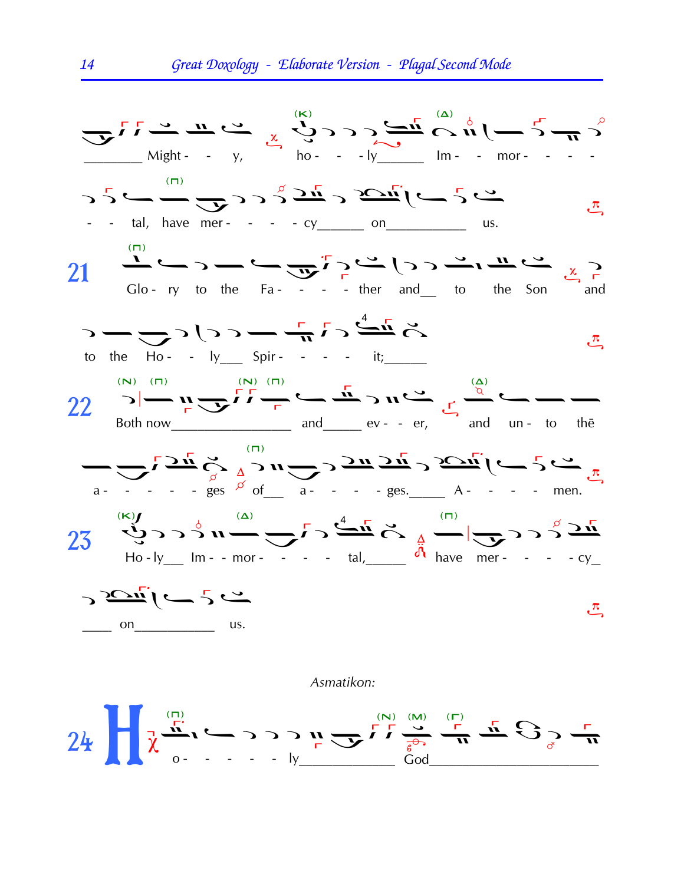_________ Might - - y, ho - - - ly______ Im - - mor - - - -

- - tal, have mer - - - - cy______ on___________ us.

21 Glo - ry to the Fa - - - - ther and__ to the Son and

to the Ho - - ly___ Spir - - - - it;______

22 Both now________________ and_____ ev - - er, and un - to thē

a - - - - - ges of___ a - - - - ges._____ A - - - - men.

23 Ho - ly___ Im - - mor - - - - tal,______ have mer - - - - cy_

____ on___________ us.

*Asmatikon:*

24 H o - - - - - ly____________ God______________________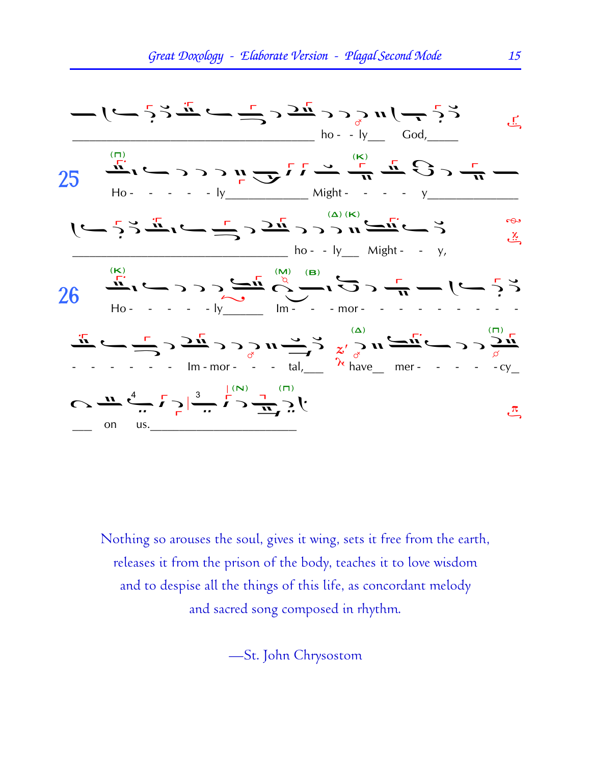ho - - ly___ God,_____

25

Ho - - - - - ly____________ Might - - - - y______________

ho - - ly___ Might - - y,

26

Ho - - - - - ly______ Im - - mor - - - - - - - - - - - - - - - - - - Im - mor - - - tal,___ have___ mer - - - - - cy_

___ on us.______________________

Nothing so arouses the soul, gives it wing, sets it free from the earth,
releases it from the prison of the body, teaches it to love wisdom
and to despise all the things of this life, as concordant melody
and sacred song composed in rhythm.

—St. John Chrysostom